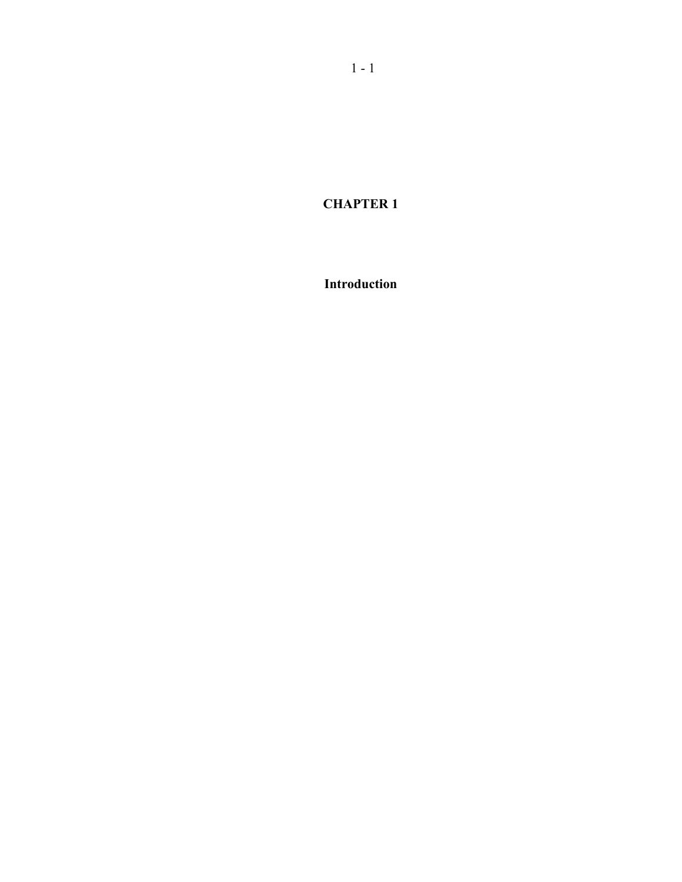# CHAPTER 1

## Introduction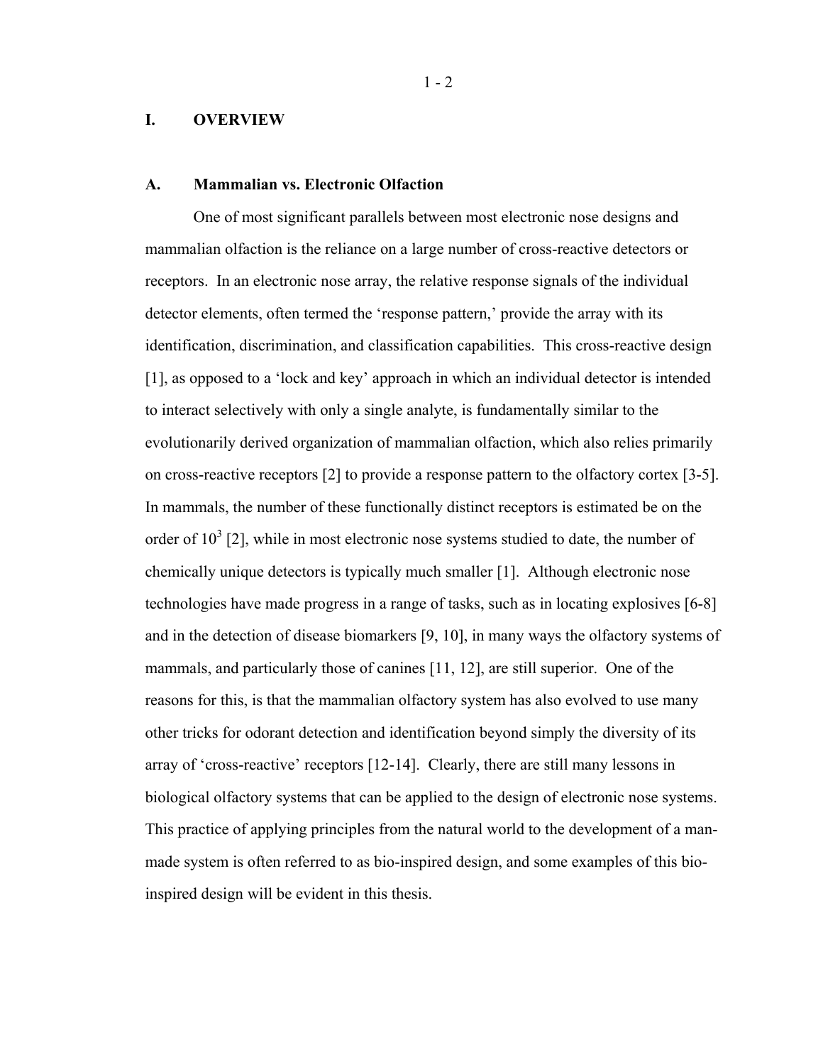# I. OVERVIEW

## A. Mammalian vs. Electronic Olfaction

One of most significant parallels between most electronic nose designs and mammalian olfaction is the reliance on a large number of cross-reactive detectors or receptors. In an electronic nose array, the relative response signals of the individual detector elements, often termed the 'response pattern,' provide the array with its identification, discrimination, and classification capabilities. This cross-reactive design [1], as opposed to a 'lock and key' approach in which an individual detector is intended to interact selectively with only a single analyte, is fundamentally similar to the evolutionarily derived organization of mammalian olfaction, which also relies primarily on cross-reactive receptors [2] to provide a response pattern to the olfactory cortex [3-5]. In mammals, the number of these functionally distinct receptors is estimated be on the order of $10^3$ [2], while in most electronic nose systems studied to date, the number of chemically unique detectors is typically much smaller [1]. Although electronic nose technologies have made progress in a range of tasks, such as in locating explosives [6-8] and in the detection of disease biomarkers [9, 10], in many ways the olfactory systems of mammals, and particularly those of canines [11, 12], are still superior. One of the reasons for this, is that the mammalian olfactory system has also evolved to use many other tricks for odorant detection and identification beyond simply the diversity of its array of 'cross-reactive' receptors [12-14]. Clearly, there are still many lessons in biological olfactory systems that can be applied to the design of electronic nose systems. This practice of applying principles from the natural world to the development of a man-made system is often referred to as bio-inspired design, and some examples of this bio-inspired design will be evident in this thesis.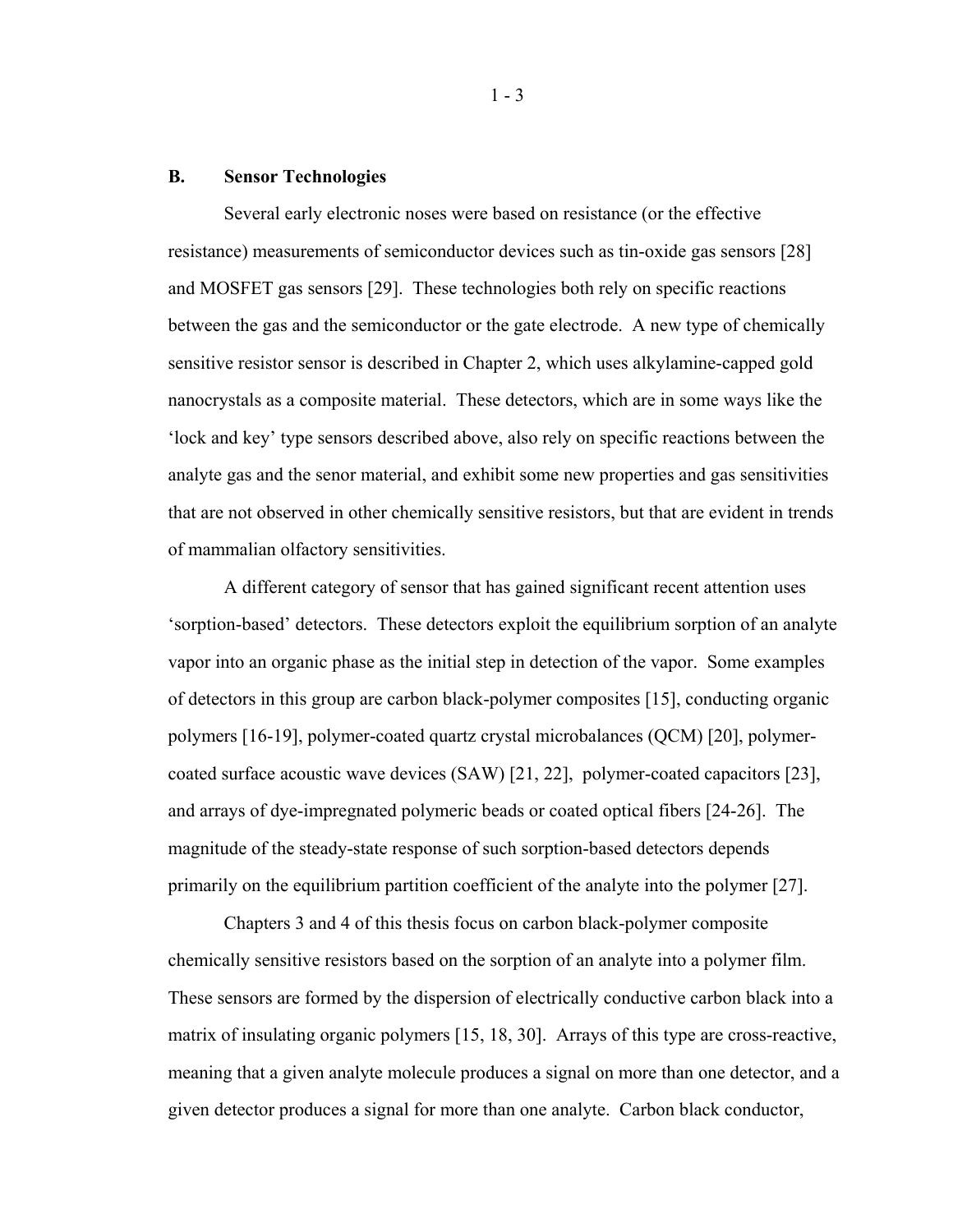### B. Sensor Technologies

Several early electronic noses were based on resistance (or the effective resistance) measurements of semiconductor devices such as tin-oxide gas sensors [28] and MOSFET gas sensors [29]. These technologies both rely on specific reactions between the gas and the semiconductor or the gate electrode. A new type of chemically sensitive resistor sensor is described in Chapter 2, which uses alkylamine-capped gold nanocrystals as a composite material. These detectors, which are in some ways like the 'lock and key' type sensors described above, also rely on specific reactions between the analyte gas and the senor material, and exhibit some new properties and gas sensitivities that are not observed in other chemically sensitive resistors, but that are evident in trends of mammalian olfactory sensitivities.

A different category of sensor that has gained significant recent attention uses 'sorption-based' detectors. These detectors exploit the equilibrium sorption of an analyte vapor into an organic phase as the initial step in detection of the vapor. Some examples of detectors in this group are carbon black-polymer composites [15], conducting organic polymers [16-19], polymer-coated quartz crystal microbalances (QCM) [20], polymer-coated surface acoustic wave devices (SAW) [21, 22], polymer-coated capacitors [23], and arrays of dye-impregnated polymeric beads or coated optical fibers [24-26]. The magnitude of the steady-state response of such sorption-based detectors depends primarily on the equilibrium partition coefficient of the analyte into the polymer [27].

Chapters 3 and 4 of this thesis focus on carbon black-polymer composite chemically sensitive resistors based on the sorption of an analyte into a polymer film. These sensors are formed by the dispersion of electrically conductive carbon black into a matrix of insulating organic polymers [15, 18, 30]. Arrays of this type are cross-reactive, meaning that a given analyte molecule produces a signal on more than one detector, and a given detector produces a signal for more than one analyte. Carbon black conductor,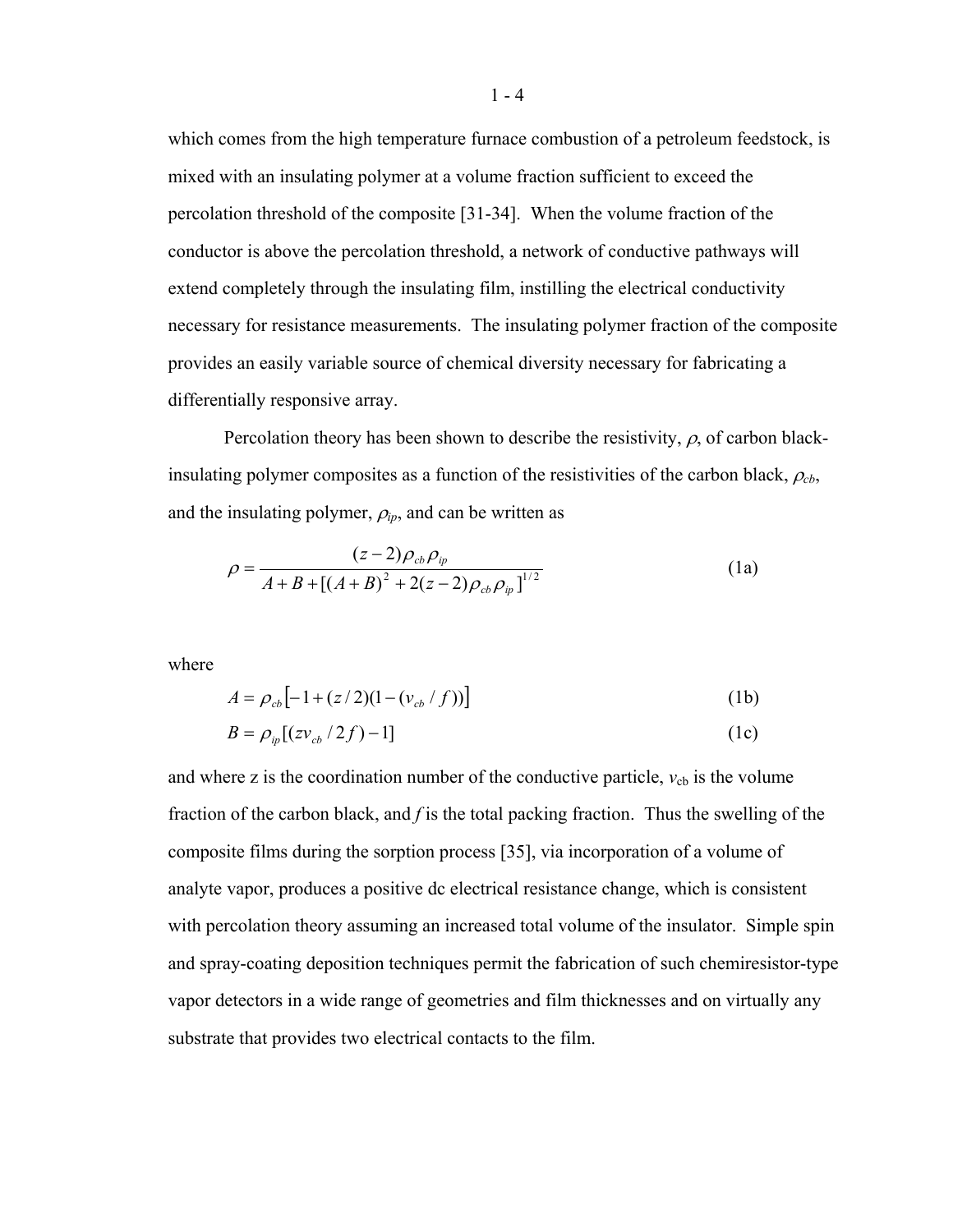which comes from the high temperature furnace combustion of a petroleum feedstock, is mixed with an insulating polymer at a volume fraction sufficient to exceed the percolation threshold of the composite [31-34]. When the volume fraction of the conductor is above the percolation threshold, a network of conductive pathways will extend completely through the insulating film, instilling the electrical conductivity necessary for resistance measurements. The insulating polymer fraction of the composite provides an easily variable source of chemical diversity necessary for fabricating a differentially responsive array.

Percolation theory has been shown to describe the resistivity, $\rho$, of carbon black-insulating polymer composites as a function of the resistivities of the carbon black, $\rho_{cb}$, and the insulating polymer, $\rho_{ip}$, and can be written as

$$\rho = \frac{(z-2)\rho_{cb}\rho_{ip}}{A + B + [(A+B)^2 + 2(z-2)\rho_{cb}\rho_{ip}]^{1/2}} \tag{1a}$$

where

$$A = \rho_{cb}\left[-1 + (z/2)(1-(v_{cb}/f))\right] \tag{1b}$$

$$B = \rho_{ip}[(zv_{cb}/2f) - 1] \tag{1c}$$

and where z is the coordination number of the conductive particle, $v_{cb}$ is the volume fraction of the carbon black, and $f$ is the total packing fraction. Thus the swelling of the composite films during the sorption process [35], via incorporation of a volume of analyte vapor, produces a positive dc electrical resistance change, which is consistent with percolation theory assuming an increased total volume of the insulator. Simple spin and spray-coating deposition techniques permit the fabrication of such chemiresistor-type vapor detectors in a wide range of geometries and film thicknesses and on virtually any substrate that provides two electrical contacts to the film.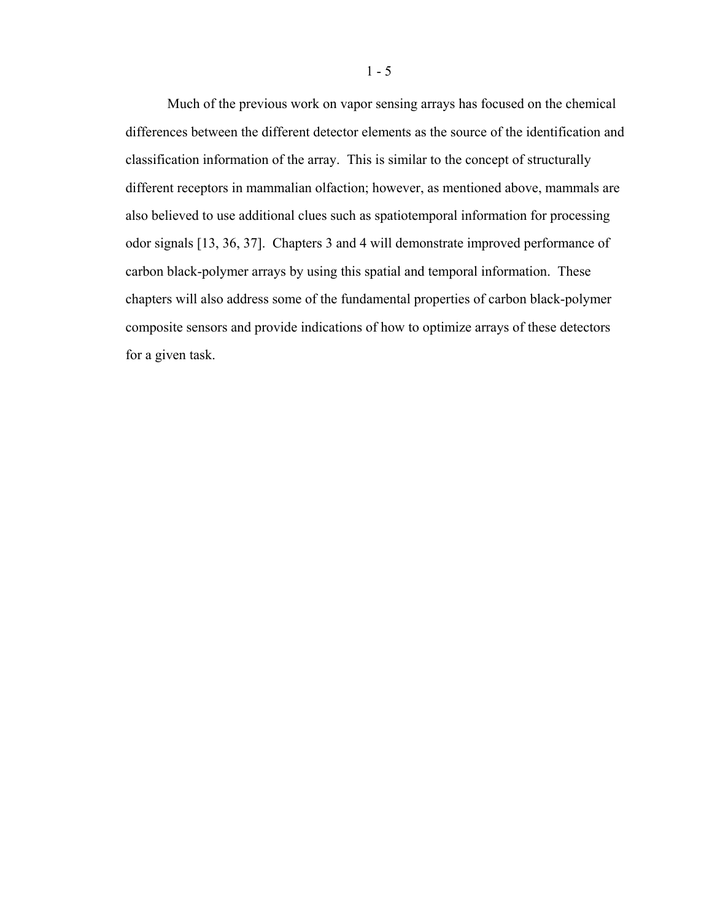Much of the previous work on vapor sensing arrays has focused on the chemical differences between the different detector elements as the source of the identification and classification information of the array. This is similar to the concept of structurally different receptors in mammalian olfaction; however, as mentioned above, mammals are also believed to use additional clues such as spatiotemporal information for processing odor signals [13, 36, 37]. Chapters 3 and 4 will demonstrate improved performance of carbon black-polymer arrays by using this spatial and temporal information. These chapters will also address some of the fundamental properties of carbon black-polymer composite sensors and provide indications of how to optimize arrays of these detectors for a given task.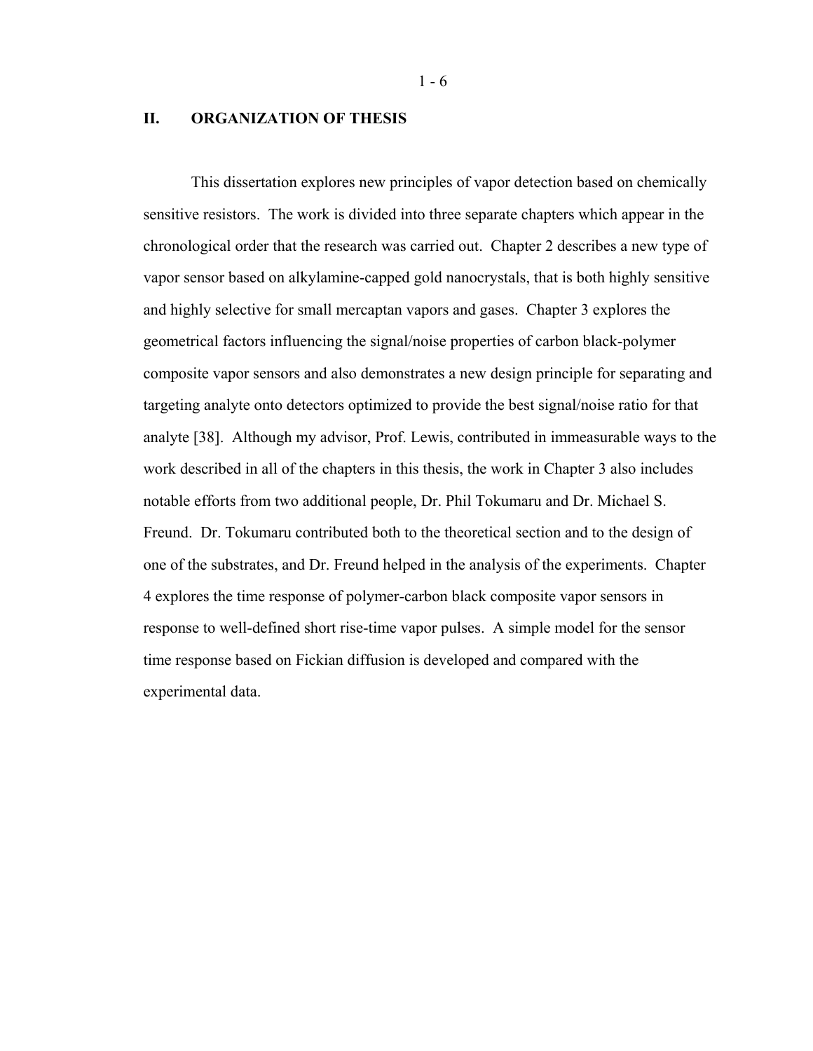## II. ORGANIZATION OF THESIS

This dissertation explores new principles of vapor detection based on chemically sensitive resistors. The work is divided into three separate chapters which appear in the chronological order that the research was carried out. Chapter 2 describes a new type of vapor sensor based on alkylamine-capped gold nanocrystals, that is both highly sensitive and highly selective for small mercaptan vapors and gases. Chapter 3 explores the geometrical factors influencing the signal/noise properties of carbon black-polymer composite vapor sensors and also demonstrates a new design principle for separating and targeting analyte onto detectors optimized to provide the best signal/noise ratio for that analyte [38]. Although my advisor, Prof. Lewis, contributed in immeasurable ways to the work described in all of the chapters in this thesis, the work in Chapter 3 also includes notable efforts from two additional people, Dr. Phil Tokumaru and Dr. Michael S. Freund. Dr. Tokumaru contributed both to the theoretical section and to the design of one of the substrates, and Dr. Freund helped in the analysis of the experiments. Chapter 4 explores the time response of polymer-carbon black composite vapor sensors in response to well-defined short rise-time vapor pulses. A simple model for the sensor time response based on Fickian diffusion is developed and compared with the experimental data.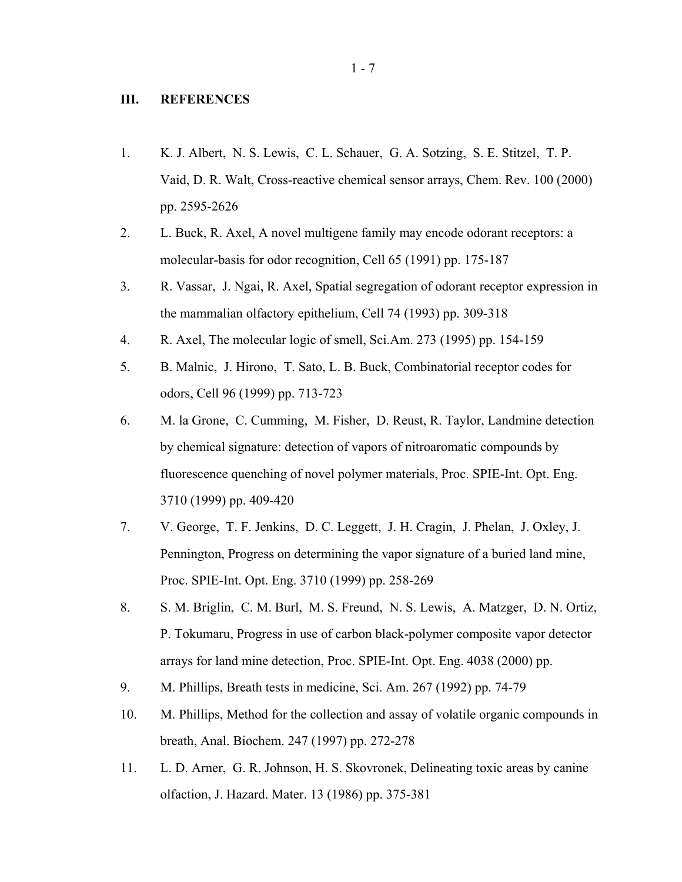## III. REFERENCES

1. K. J. Albert, N. S. Lewis, C. L. Schauer, G. A. Sotzing, S. E. Stitzel, T. P. Vaid, D. R. Walt, Cross-reactive chemical sensor arrays, Chem. Rev. 100 (2000) pp. 2595-2626
2. L. Buck, R. Axel, A novel multigene family may encode odorant receptors: a molecular-basis for odor recognition, Cell 65 (1991) pp. 175-187
3. R. Vassar, J. Ngai, R. Axel, Spatial segregation of odorant receptor expression in the mammalian olfactory epithelium, Cell 74 (1993) pp. 309-318
4. R. Axel, The molecular logic of smell, Sci.Am. 273 (1995) pp. 154-159
5. B. Malnic, J. Hirono, T. Sato, L. B. Buck, Combinatorial receptor codes for odors, Cell 96 (1999) pp. 713-723
6. M. la Grone, C. Cumming, M. Fisher, D. Reust, R. Taylor, Landmine detection by chemical signature: detection of vapors of nitroaromatic compounds by fluorescence quenching of novel polymer materials, Proc. SPIE-Int. Opt. Eng. 3710 (1999) pp. 409-420
7. V. George, T. F. Jenkins, D. C. Leggett, J. H. Cragin, J. Phelan, J. Oxley, J. Pennington, Progress on determining the vapor signature of a buried land mine, Proc. SPIE-Int. Opt. Eng. 3710 (1999) pp. 258-269
8. S. M. Briglin, C. M. Burl, M. S. Freund, N. S. Lewis, A. Matzger, D. N. Ortiz, P. Tokumaru, Progress in use of carbon black-polymer composite vapor detector arrays for land mine detection, Proc. SPIE-Int. Opt. Eng. 4038 (2000) pp.
9. M. Phillips, Breath tests in medicine, Sci. Am. 267 (1992) pp. 74-79
10. M. Phillips, Method for the collection and assay of volatile organic compounds in breath, Anal. Biochem. 247 (1997) pp. 272-278
11. L. D. Arner, G. R. Johnson, H. S. Skovronek, Delineating toxic areas by canine olfaction, J. Hazard. Mater. 13 (1986) pp. 375-381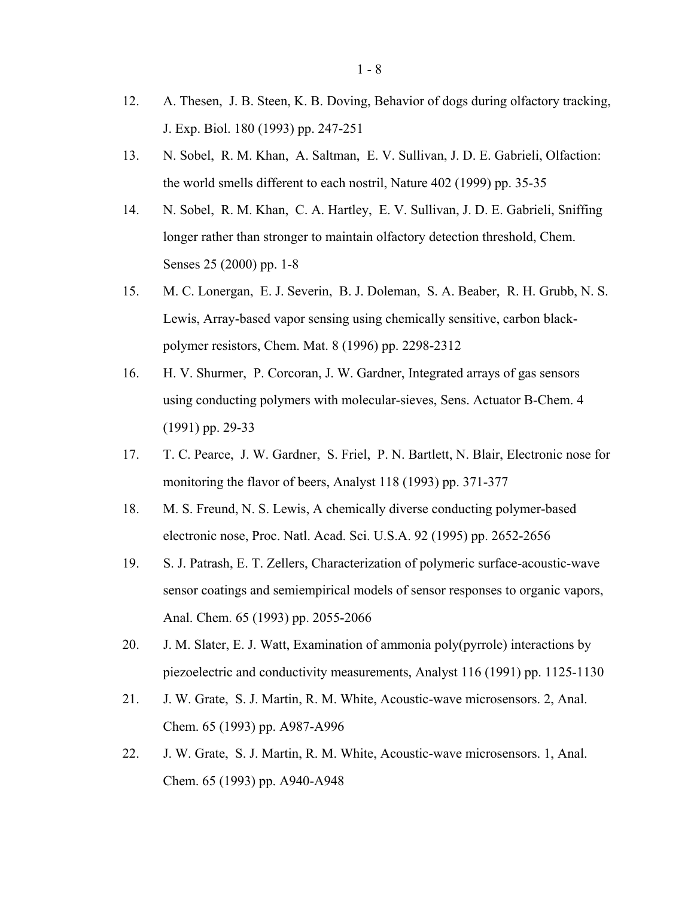12. A. Thesen, J. B. Steen, K. B. Doving, Behavior of dogs during olfactory tracking, J. Exp. Biol. 180 (1993) pp. 247-251
13. N. Sobel, R. M. Khan, A. Saltman, E. V. Sullivan, J. D. E. Gabrieli, Olfaction: the world smells different to each nostril, Nature 402 (1999) pp. 35-35
14. N. Sobel, R. M. Khan, C. A. Hartley, E. V. Sullivan, J. D. E. Gabrieli, Sniffing longer rather than stronger to maintain olfactory detection threshold, Chem. Senses 25 (2000) pp. 1-8
15. M. C. Lonergan, E. J. Severin, B. J. Doleman, S. A. Beaber, R. H. Grubb, N. S. Lewis, Array-based vapor sensing using chemically sensitive, carbon black-polymer resistors, Chem. Mat. 8 (1996) pp. 2298-2312
16. H. V. Shurmer, P. Corcoran, J. W. Gardner, Integrated arrays of gas sensors using conducting polymers with molecular-sieves, Sens. Actuator B-Chem. 4 (1991) pp. 29-33
17. T. C. Pearce, J. W. Gardner, S. Friel, P. N. Bartlett, N. Blair, Electronic nose for monitoring the flavor of beers, Analyst 118 (1993) pp. 371-377
18. M. S. Freund, N. S. Lewis, A chemically diverse conducting polymer-based electronic nose, Proc. Natl. Acad. Sci. U.S.A. 92 (1995) pp. 2652-2656
19. S. J. Patrash, E. T. Zellers, Characterization of polymeric surface-acoustic-wave sensor coatings and semiempirical models of sensor responses to organic vapors, Anal. Chem. 65 (1993) pp. 2055-2066
20. J. M. Slater, E. J. Watt, Examination of ammonia poly(pyrrole) interactions by piezoelectric and conductivity measurements, Analyst 116 (1991) pp. 1125-1130
21. J. W. Grate, S. J. Martin, R. M. White, Acoustic-wave microsensors. 2, Anal. Chem. 65 (1993) pp. A987-A996
22. J. W. Grate, S. J. Martin, R. M. White, Acoustic-wave microsensors. 1, Anal. Chem. 65 (1993) pp. A940-A948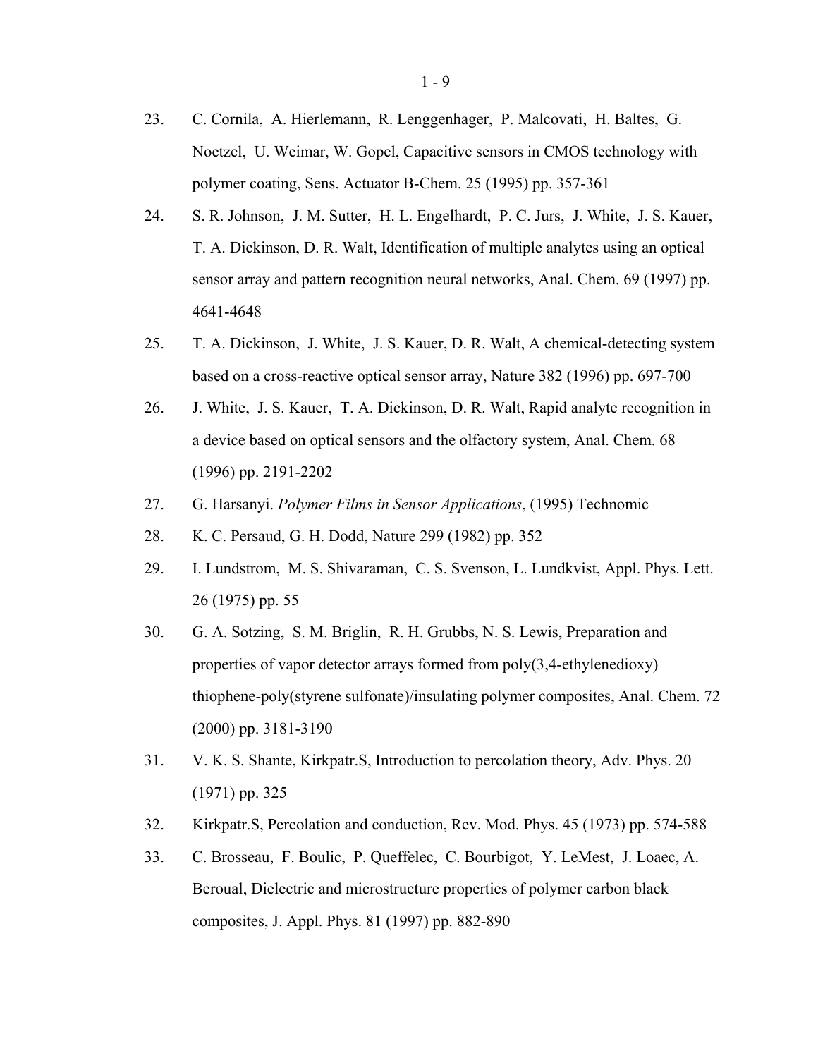23. C. Cornila, A. Hierlemann, R. Lenggenhager, P. Malcovati, H. Baltes, G. Noetzel, U. Weimar, W. Gopel, Capacitive sensors in CMOS technology with polymer coating, Sens. Actuator B-Chem. 25 (1995) pp. 357-361

24. S. R. Johnson, J. M. Sutter, H. L. Engelhardt, P. C. Jurs, J. White, J. S. Kauer, T. A. Dickinson, D. R. Walt, Identification of multiple analytes using an optical sensor array and pattern recognition neural networks, Anal. Chem. 69 (1997) pp. 4641-4648

25. T. A. Dickinson, J. White, J. S. Kauer, D. R. Walt, A chemical-detecting system based on a cross-reactive optical sensor array, Nature 382 (1996) pp. 697-700

26. J. White, J. S. Kauer, T. A. Dickinson, D. R. Walt, Rapid analyte recognition in a device based on optical sensors and the olfactory system, Anal. Chem. 68 (1996) pp. 2191-2202

27. G. Harsanyi. *Polymer Films in Sensor Applications*, (1995) Technomic

28. K. C. Persaud, G. H. Dodd, Nature 299 (1982) pp. 352

29. I. Lundstrom, M. S. Shivaraman, C. S. Svenson, L. Lundkvist, Appl. Phys. Lett. 26 (1975) pp. 55

30. G. A. Sotzing, S. M. Briglin, R. H. Grubbs, N. S. Lewis, Preparation and properties of vapor detector arrays formed from poly(3,4-ethylenedioxy) thiophene-poly(styrene sulfonate)/insulating polymer composites, Anal. Chem. 72 (2000) pp. 3181-3190

31. V. K. S. Shante, Kirkpatr.S, Introduction to percolation theory, Adv. Phys. 20 (1971) pp. 325

32. Kirkpatr.S, Percolation and conduction, Rev. Mod. Phys. 45 (1973) pp. 574-588

33. C. Brosseau, F. Boulic, P. Queffelec, C. Bourbigot, Y. LeMest, J. Loaec, A. Beroual, Dielectric and microstructure properties of polymer carbon black composites, J. Appl. Phys. 81 (1997) pp. 882-890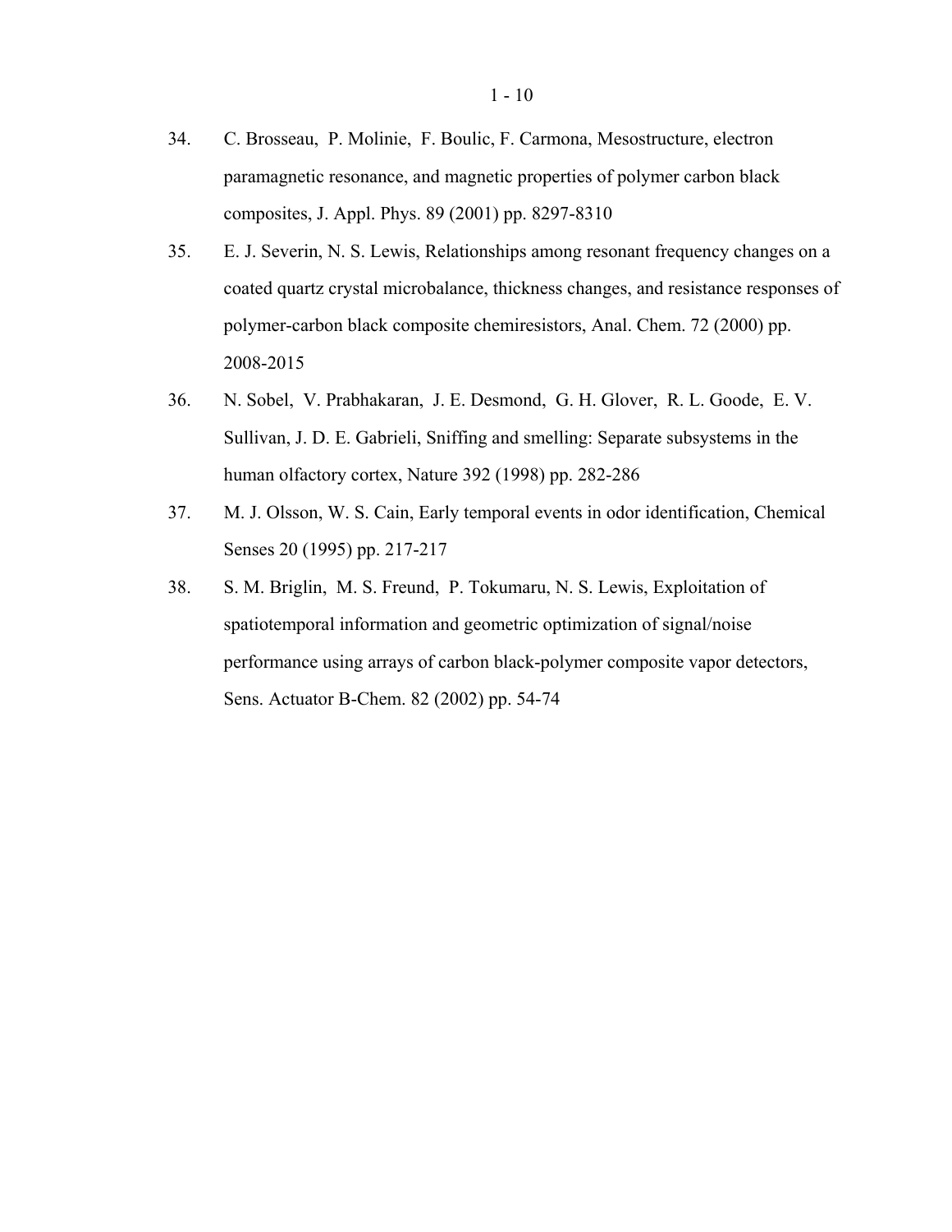34. C. Brosseau, P. Molinie, F. Boulic, F. Carmona, Mesostructure, electron paramagnetic resonance, and magnetic properties of polymer carbon black composites, J. Appl. Phys. 89 (2001) pp. 8297-8310

35. E. J. Severin, N. S. Lewis, Relationships among resonant frequency changes on a coated quartz crystal microbalance, thickness changes, and resistance responses of polymer-carbon black composite chemiresistors, Anal. Chem. 72 (2000) pp. 2008-2015

36. N. Sobel, V. Prabhakaran, J. E. Desmond, G. H. Glover, R. L. Goode, E. V. Sullivan, J. D. E. Gabrieli, Sniffing and smelling: Separate subsystems in the human olfactory cortex, Nature 392 (1998) pp. 282-286

37. M. J. Olsson, W. S. Cain, Early temporal events in odor identification, Chemical Senses 20 (1995) pp. 217-217

38. S. M. Briglin, M. S. Freund, P. Tokumaru, N. S. Lewis, Exploitation of spatiotemporal information and geometric optimization of signal/noise performance using arrays of carbon black-polymer composite vapor detectors, Sens. Actuator B-Chem. 82 (2002) pp. 54-74